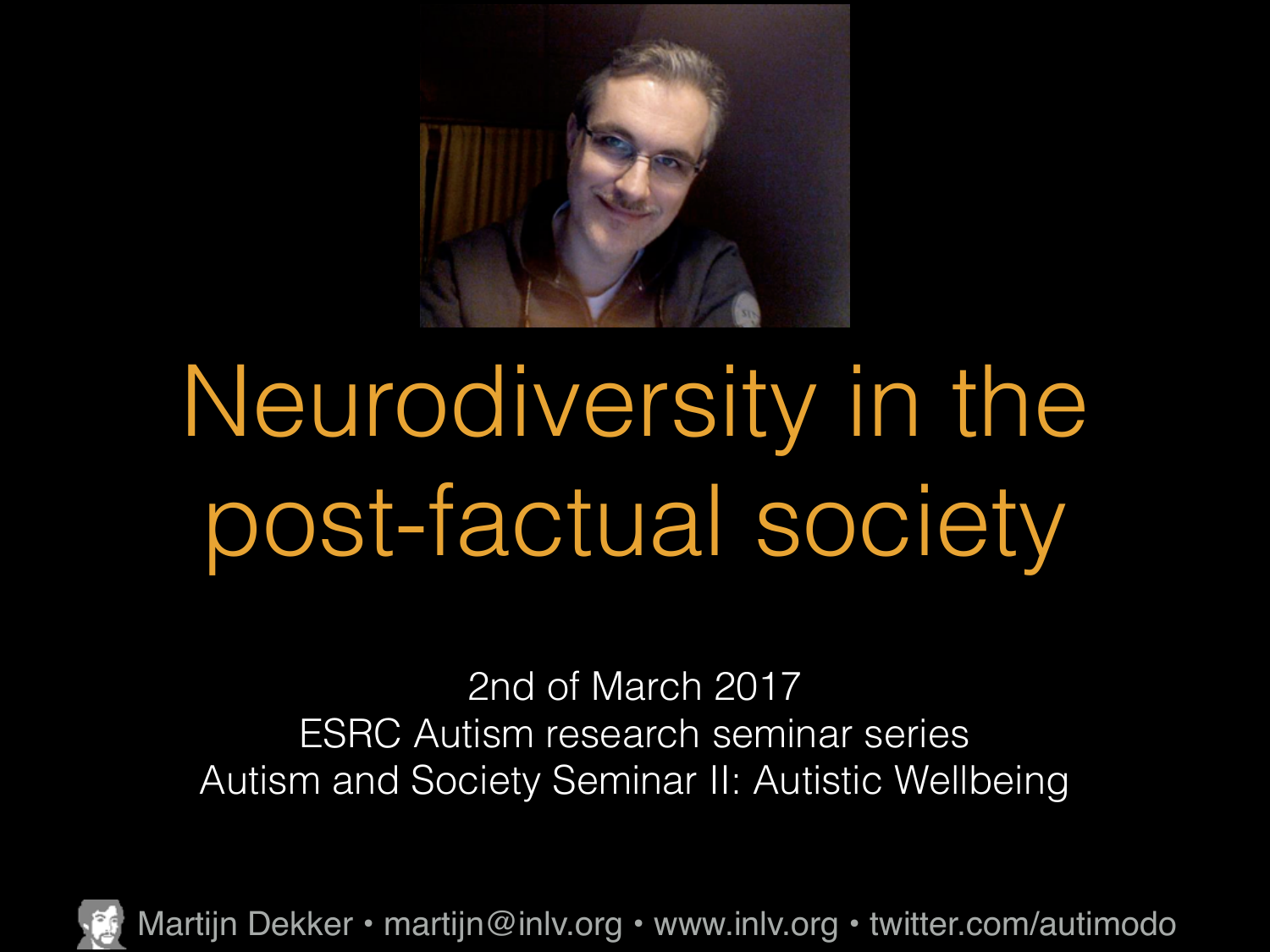# Neurodiversity in the post-factual society

2nd of March 2017

ESRC Autism research seminar series

Autism and Society Seminar II: Autistic Wellbeing

Martijn Dekker • martijn@inlv.org • www.inlv.org • twitter.com/autimodo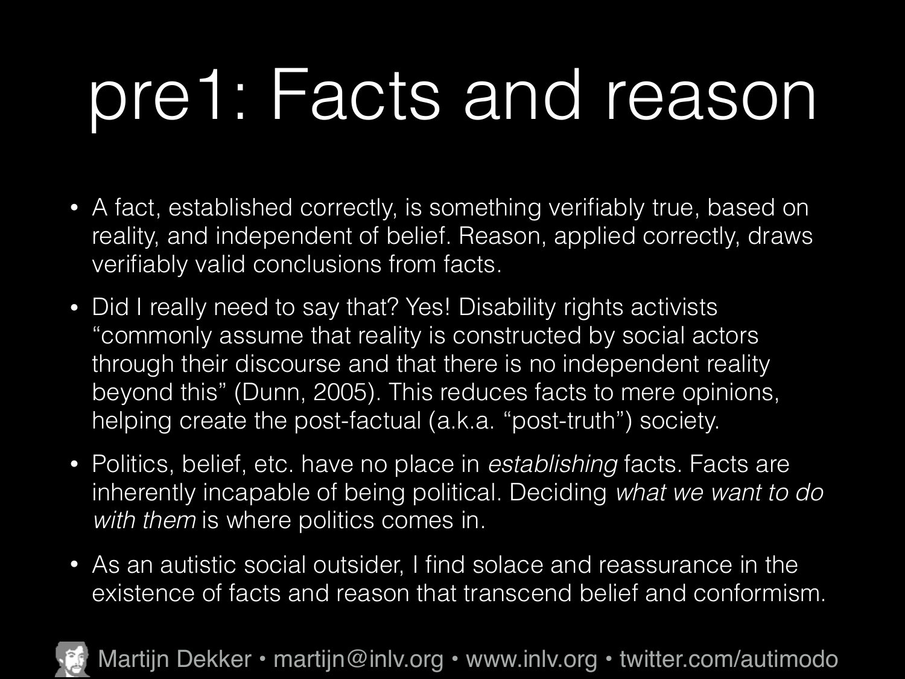# pre1: Facts and reason

- A fact, established correctly, is something verifiably true, based on reality, and independent of belief. Reason, applied correctly, draws verifiably valid conclusions from facts.
- Did I really need to say that? Yes! Disability rights activists "commonly assume that reality is constructed by social actors through their discourse and that there is no independent reality beyond this" (Dunn, 2005). This reduces facts to mere opinions, helping create the post-factual (a.k.a. "post-truth") society.
- Politics, belief, etc. have no place in *establishing* facts. Facts are inherently incapable of being political. Deciding *what we want to do with them* is where politics comes in.
- As an autistic social outsider, I find solace and reassurance in the existence of facts and reason that transcend belief and conformism.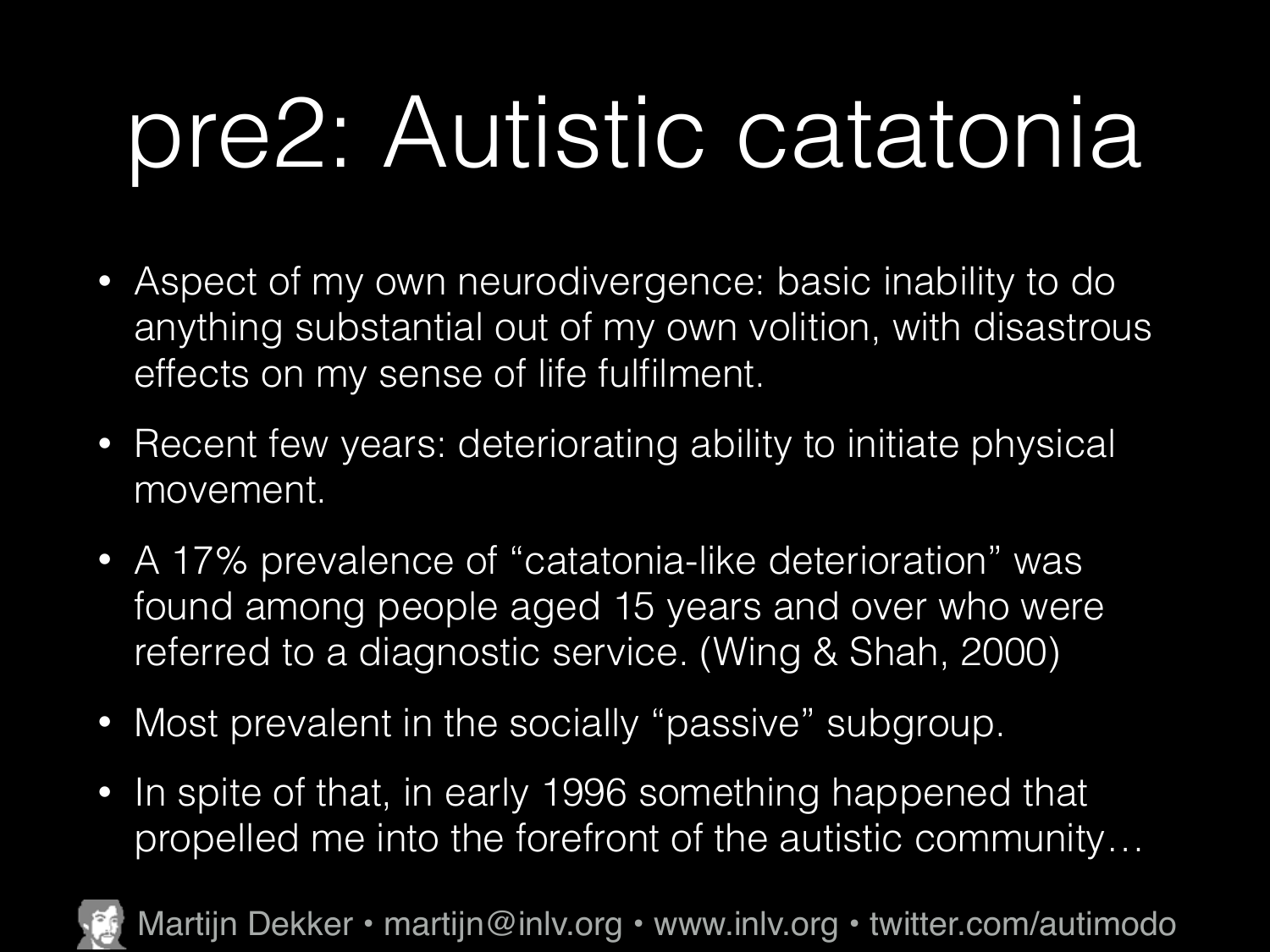# pre2: Autistic catatonia

- Aspect of my own neurodivergence: basic inability to do anything substantial out of my own volition, with disastrous effects on my sense of life fulfilment.
- Recent few years: deteriorating ability to initiate physical movement.
- A 17% prevalence of “catatonia-like deterioration” was found among people aged 15 years and over who were referred to a diagnostic service. (Wing & Shah, 2000)
- Most prevalent in the socially “passive” subgroup.
- In spite of that, in early 1996 something happened that propelled me into the forefront of the autistic community…

Martijn Dekker • martijn@inlv.org • www.inlv.org • twitter.com/autimodo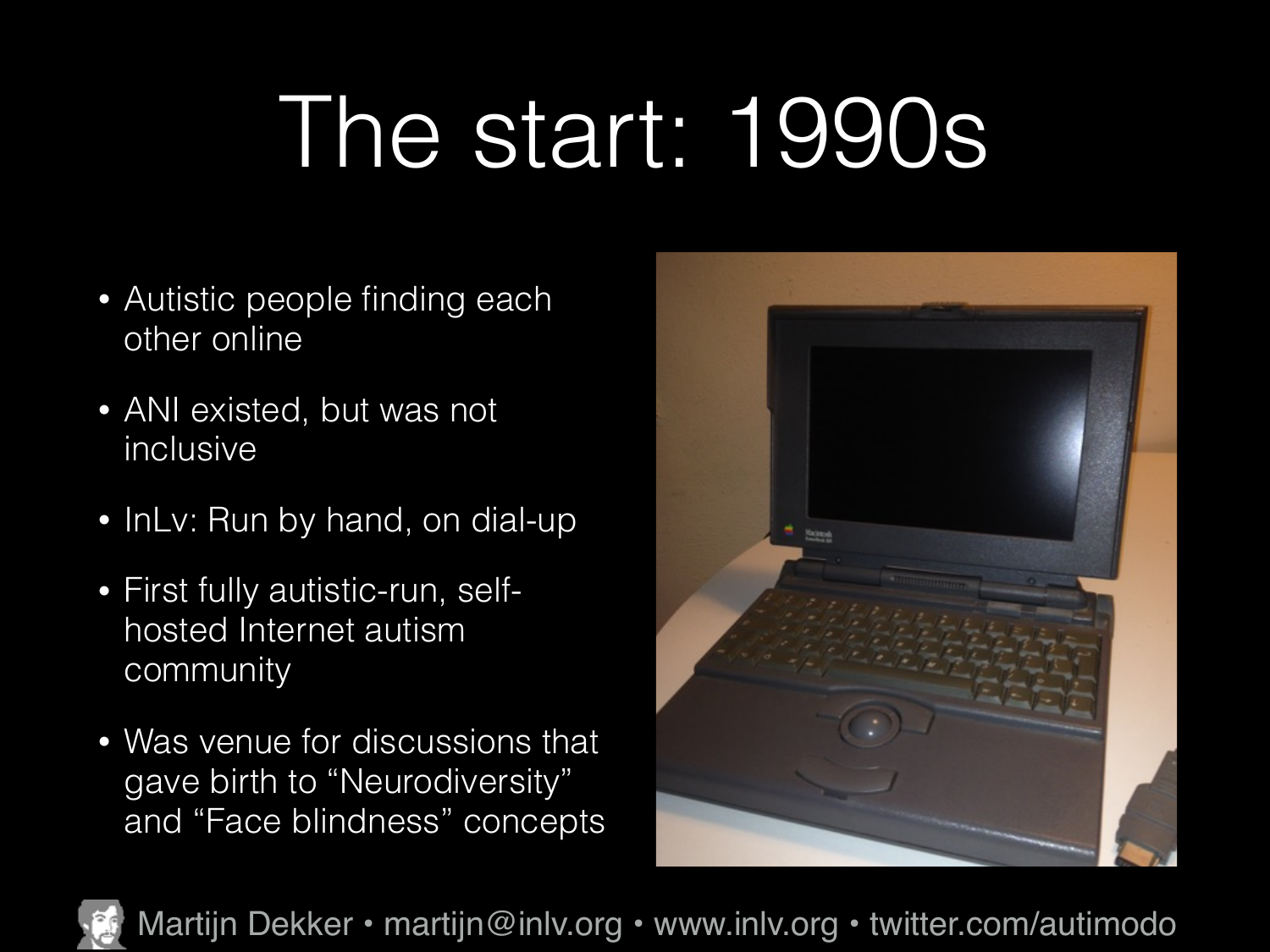# The start: 1990s

- Autistic people finding each other online
- ANI existed, but was not inclusive
- InLv: Run by hand, on dial-up
- First fully autistic-run, self-hosted Internet autism community
- Was venue for discussions that gave birth to “Neurodiversity” and “Face blindness” concepts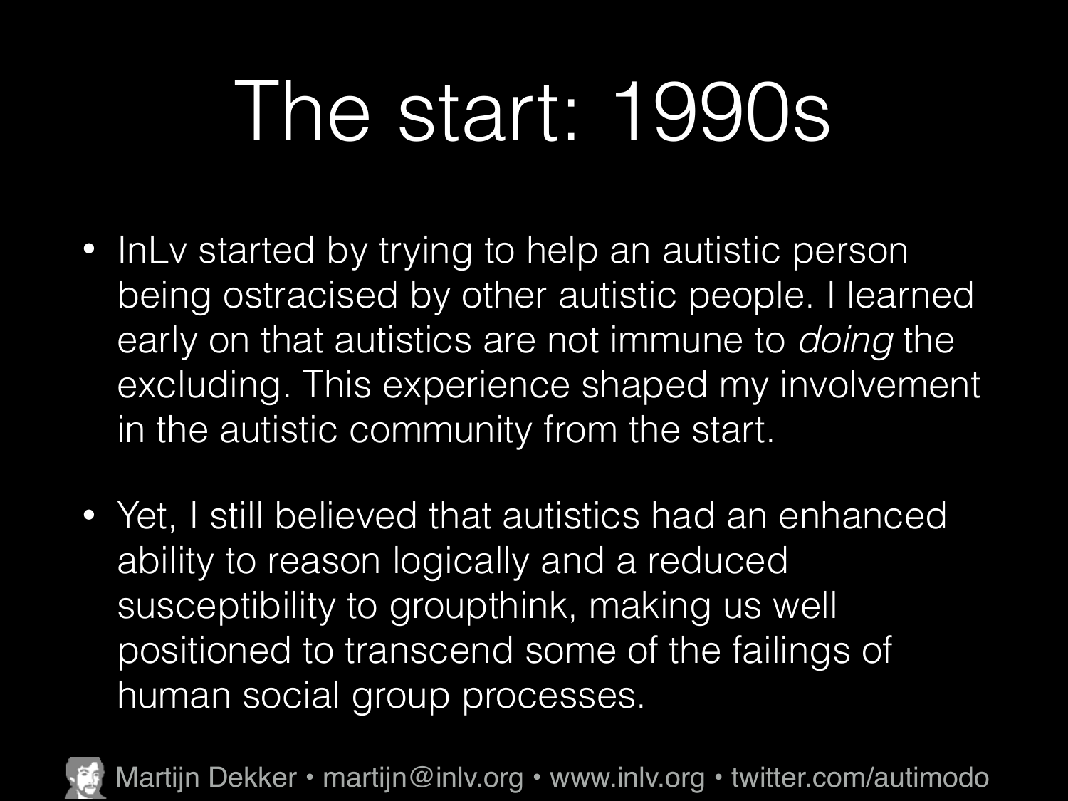# The start: 1990s

- InLv started by trying to help an autistic person being ostracised by other autistic people. I learned early on that autistics are not immune to *doing* the excluding. This experience shaped my involvement in the autistic community from the start.

- Yet, I still believed that autistics had an enhanced ability to reason logically and a reduced susceptibility to groupthink, making us well positioned to transcend some of the failings of human social group processes.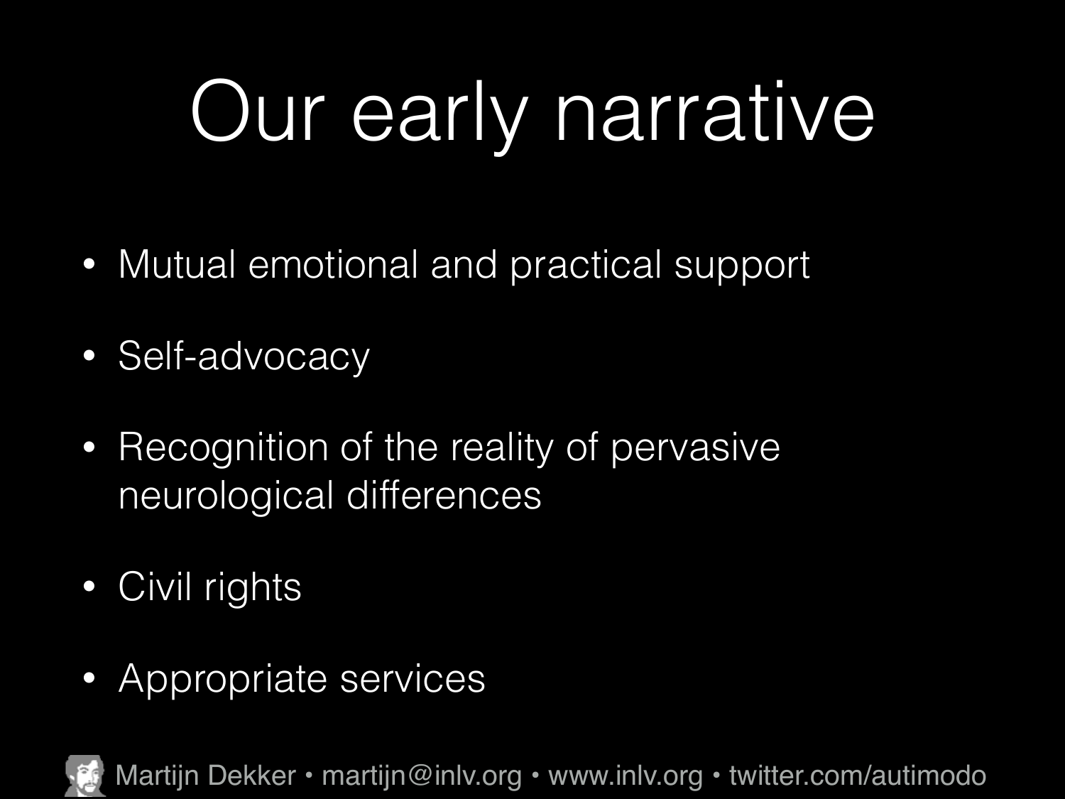# Our early narrative

- Mutual emotional and practical support
- Self-advocacy
- Recognition of the reality of pervasive neurological differences
- Civil rights
- Appropriate services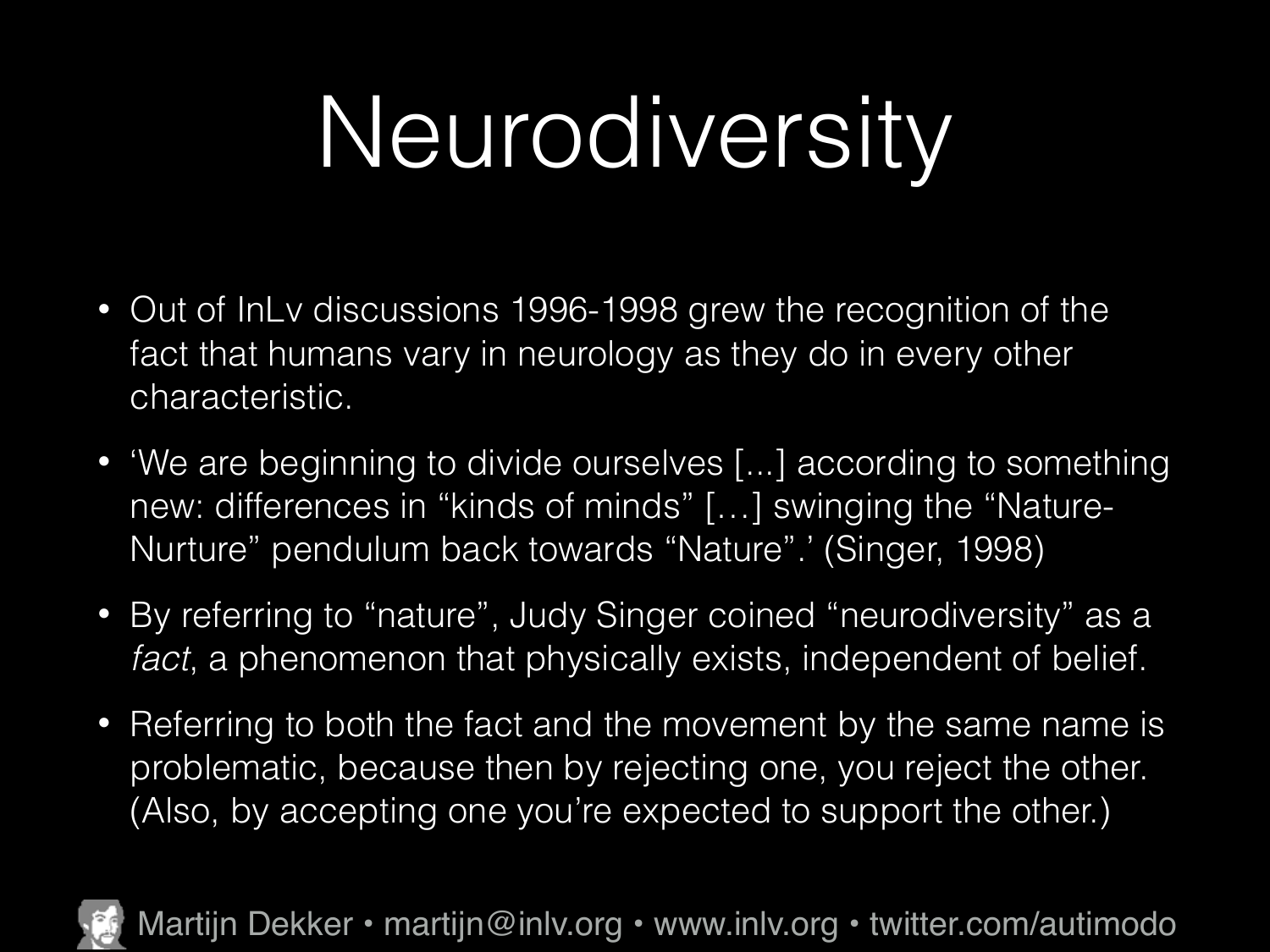# Neurodiversity

- Out of InLv discussions 1996-1998 grew the recognition of the fact that humans vary in neurology as they do in every other characteristic.
- ‘We are beginning to divide ourselves [...] according to something new: differences in “kinds of minds” […] swinging the “Nature-Nurture” pendulum back towards “Nature”.’ (Singer, 1998)
- By referring to “nature”, Judy Singer coined “neurodiversity” as a *fact*, a phenomenon that physically exists, independent of belief.
- Referring to both the fact and the movement by the same name is problematic, because then by rejecting one, you reject the other. (Also, by accepting one you’re expected to support the other.)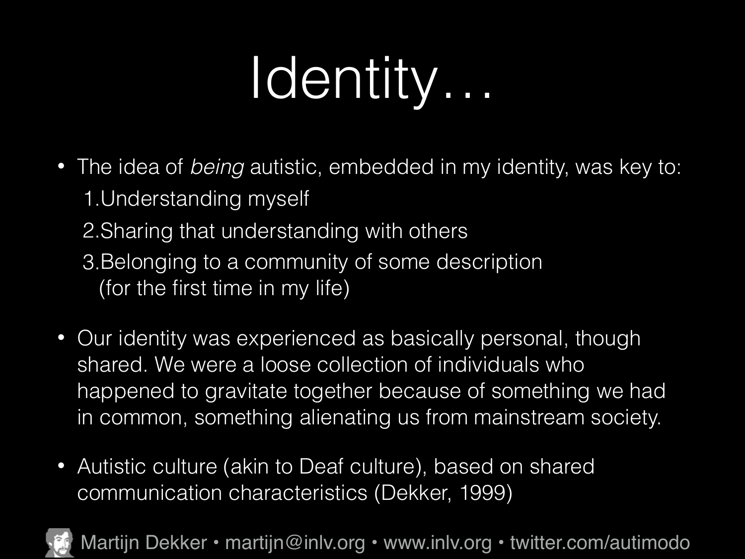# Identity…

- The idea of *being* autistic, embedded in my identity, was key to:
  1. Understanding myself
  2. Sharing that understanding with others
  3. Belonging to a community of some description (for the first time in my life)

- Our identity was experienced as basically personal, though shared. We were a loose collection of individuals who happened to gravitate together because of something we had in common, something alienating us from mainstream society.

- Autistic culture (akin to Deaf culture), based on shared communication characteristics (Dekker, 1999)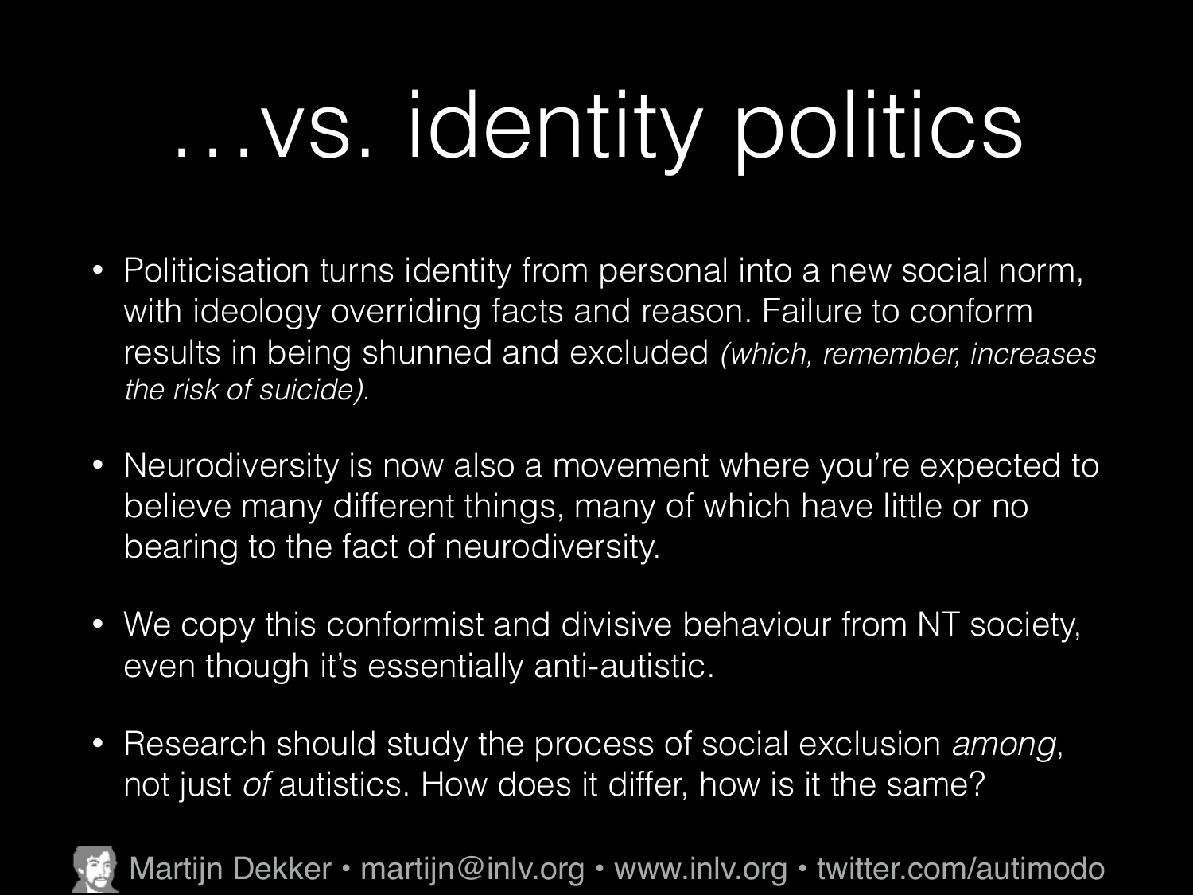# …vs. identity politics

- Politicisation turns identity from personal into a new social norm, with ideology overriding facts and reason. Failure to conform results in being shunned and excluded *(which, remember, increases the risk of suicide).*
- Neurodiversity is now also a movement where you're expected to believe many different things, many of which have little or no bearing to the fact of neurodiversity.
- We copy this conformist and divisive behaviour from NT society, even though it's essentially anti-autistic.
- Research should study the process of social exclusion *among*, not just *of* autistics. How does it differ, how is it the same?

Martijn Dekker • martijn@inlv.org • www.inlv.org • twitter.com/autimodo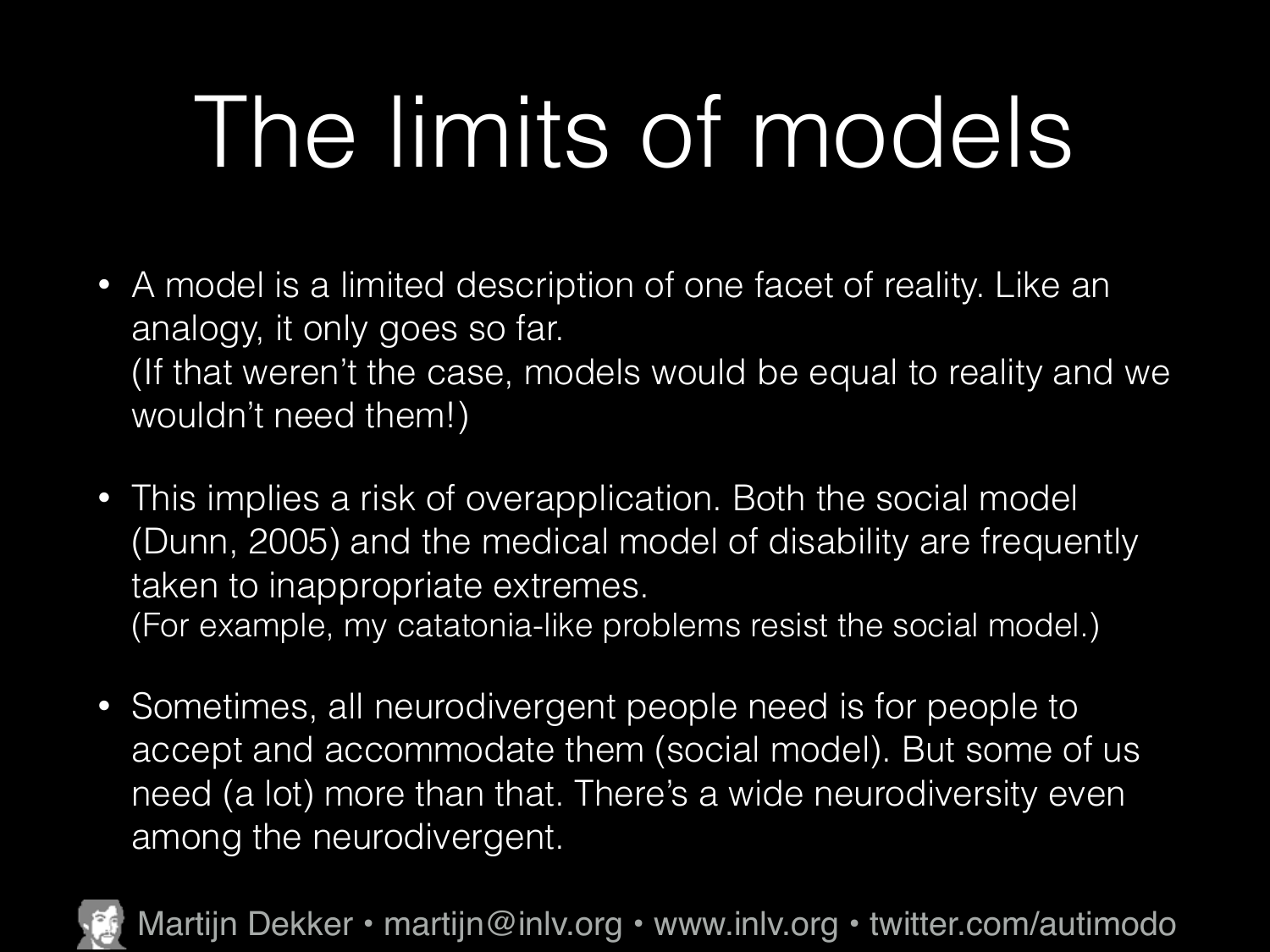# The limits of models

- A model is a limited description of one facet of reality. Like an analogy, it only goes so far.
  (If that weren't the case, models would be equal to reality and we wouldn't need them!)

- This implies a risk of overapplication. Both the social model (Dunn, 2005) and the medical model of disability are frequently taken to inappropriate extremes.
  (For example, my catatonia-like problems resist the social model.)

- Sometimes, all neurodivergent people need is for people to accept and accommodate them (social model). But some of us need (a lot) more than that. There's a wide neurodiversity even among the neurodivergent.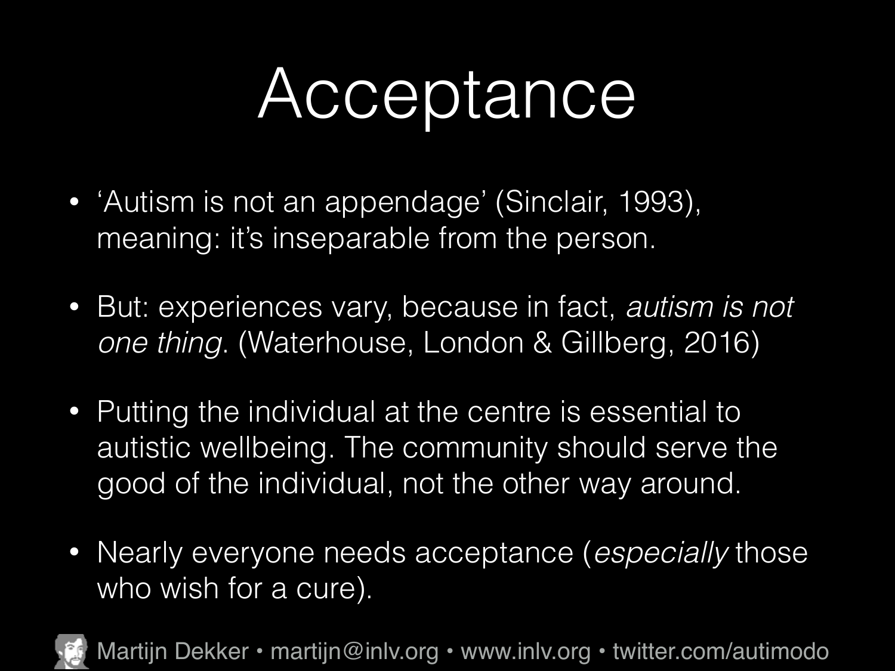# Acceptance

- 'Autism is not an appendage' (Sinclair, 1993), meaning: it's inseparable from the person.
- But: experiences vary, because in fact, *autism is not one thing*. (Waterhouse, London & Gillberg, 2016)
- Putting the individual at the centre is essential to autistic wellbeing. The community should serve the good of the individual, not the other way around.
- Nearly everyone needs acceptance (*especially* those who wish for a cure).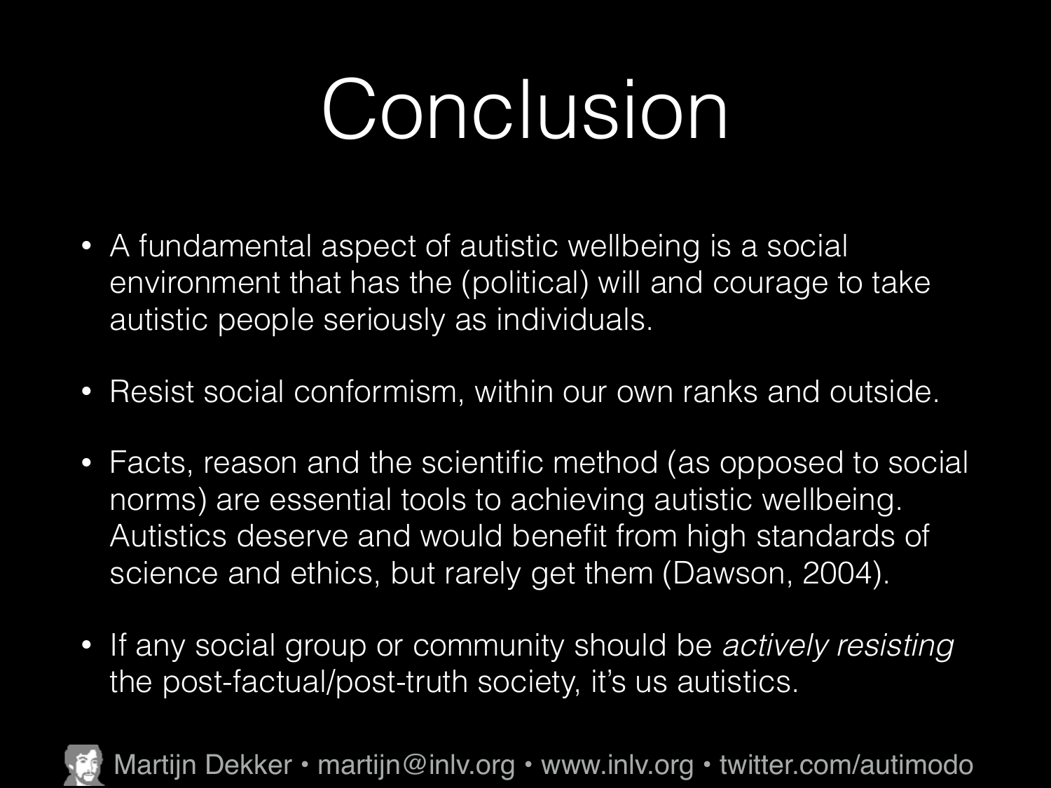# Conclusion

- A fundamental aspect of autistic wellbeing is a social environment that has the (political) will and courage to take autistic people seriously as individuals.
- Resist social conformism, within our own ranks and outside.
- Facts, reason and the scientific method (as opposed to social norms) are essential tools to achieving autistic wellbeing. Autistics deserve and would benefit from high standards of science and ethics, but rarely get them (Dawson, 2004).
- If any social group or community should be *actively resisting* the post-factual/post-truth society, it's us autistics.

Martijn Dekker • martijn@inlv.org • www.inlv.org • twitter.com/autimodo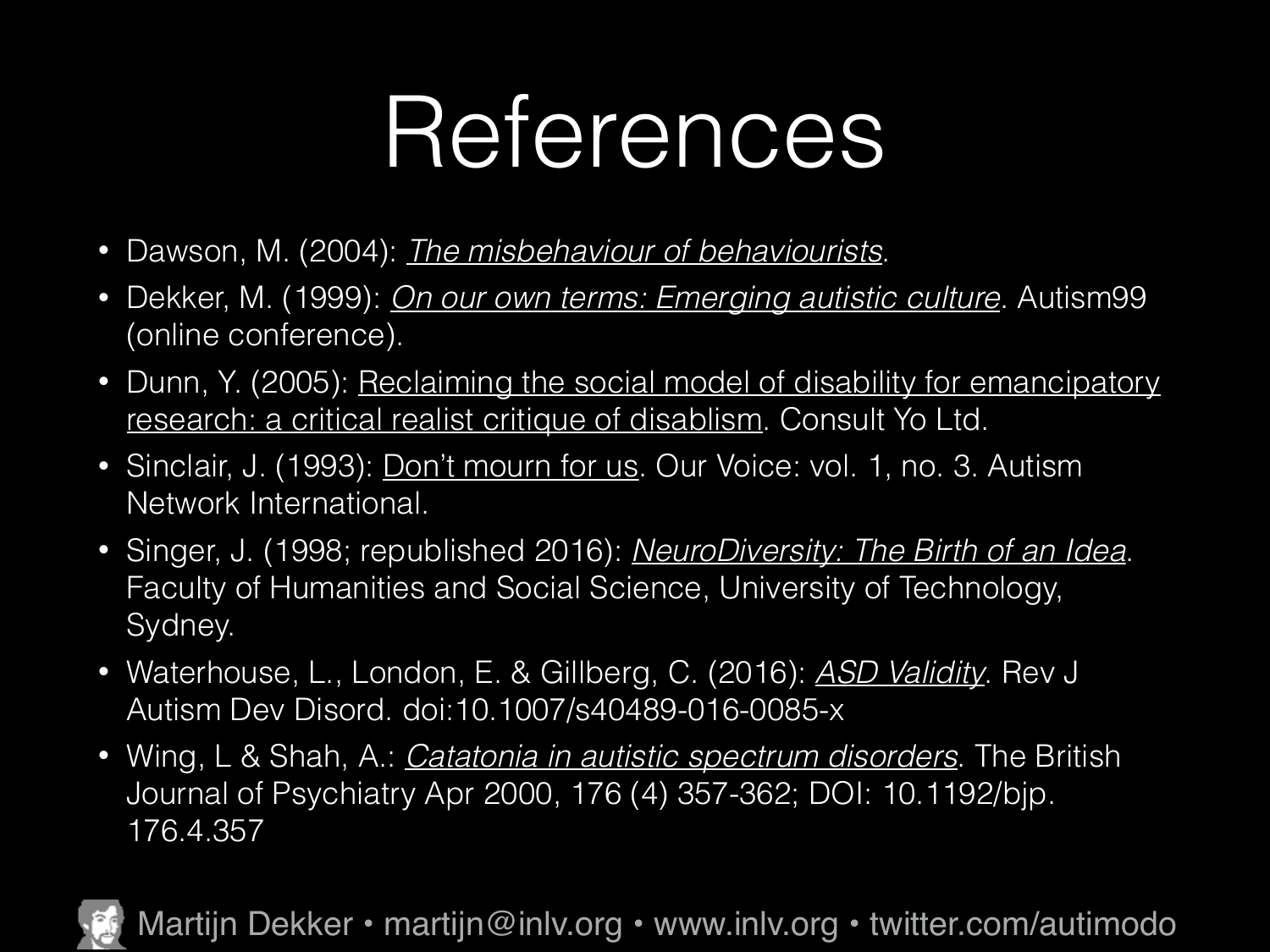# References

- Dawson, M. (2004): *The misbehaviour of behaviourists*.
- Dekker, M. (1999): *On our own terms: Emerging autistic culture*. Autism99 (online conference).
- Dunn, Y. (2005): Reclaiming the social model of disability for emancipatory research: a critical realist critique of disablism. Consult Yo Ltd.
- Sinclair, J. (1993): Don't mourn for us. Our Voice: vol. 1, no. 3. Autism Network International.
- Singer, J. (1998; republished 2016): *NeuroDiversity: The Birth of an Idea*. Faculty of Humanities and Social Science, University of Technology, Sydney.
- Waterhouse, L., London, E. & Gillberg, C. (2016): *ASD Validity*. Rev J Autism Dev Disord. doi:10.1007/s40489-016-0085-x
- Wing, L & Shah, A.: *Catatonia in autistic spectrum disorders*. The British Journal of Psychiatry Apr 2000, 176 (4) 357-362; DOI: 10.1192/bjp.176.4.357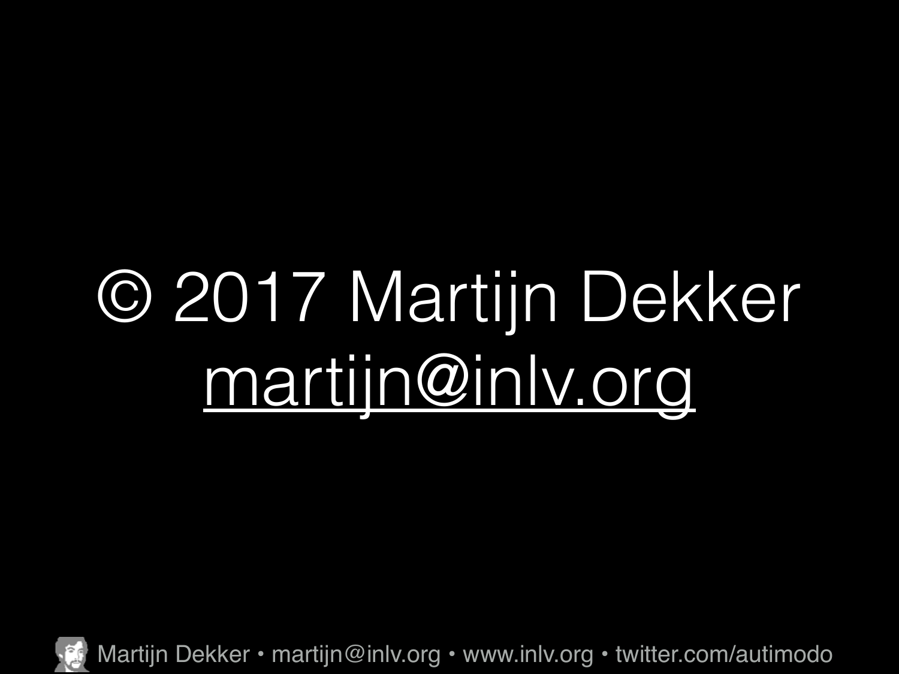© 2017 Martijn Dekker
martijn@inlv.org